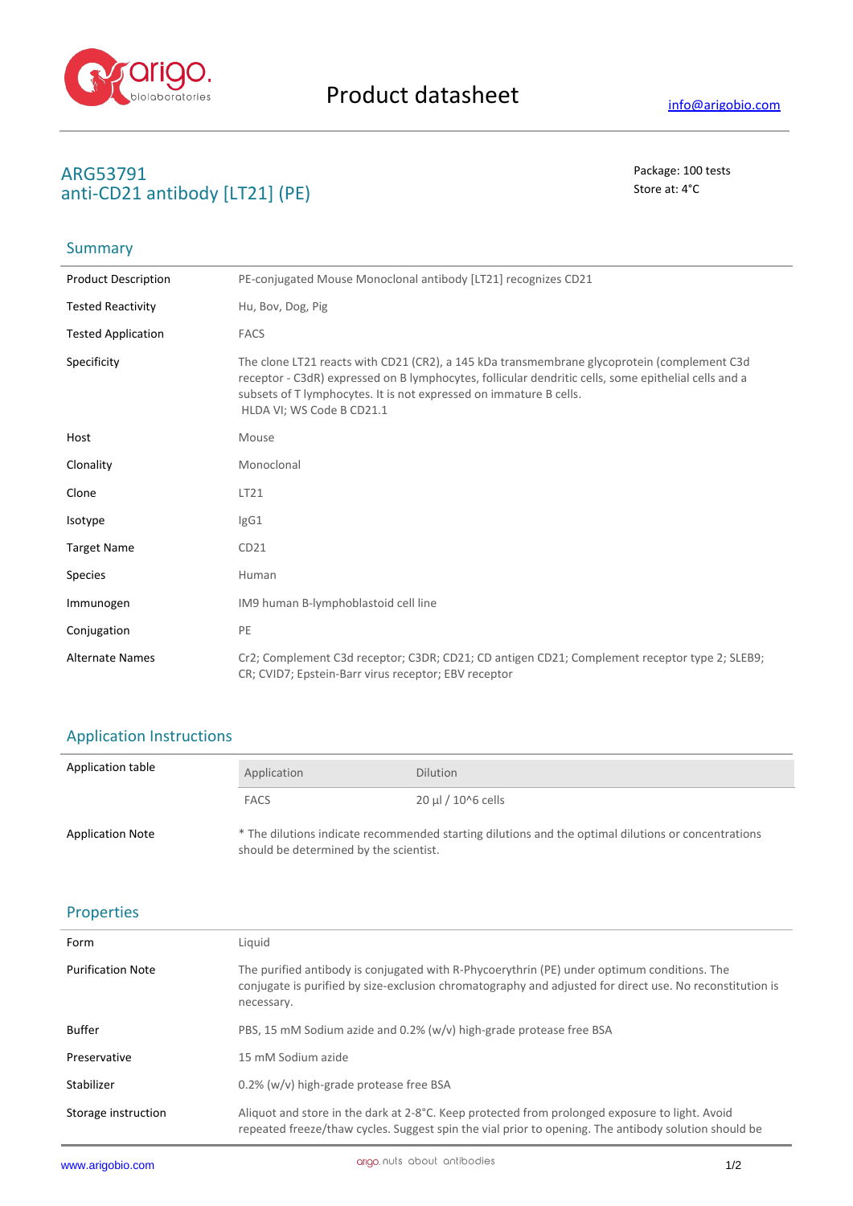# Product datasheet

info@arigobio.com

## ARG53791 anti-CD21 antibody [LT21] (PE)

Package: 100 tests
Store at: 4°C

## Summary

| | |
|---|---|
| Product Description | PE-conjugated Mouse Monoclonal antibody [LT21] recognizes CD21 |
| Tested Reactivity | Hu, Bov, Dog, Pig |
| Tested Application | FACS |
| Specificity | The clone LT21 reacts with CD21 (CR2), a 145 kDa transmembrane glycoprotein (complement C3d receptor - C3dR) expressed on B lymphocytes, follicular dendritic cells, some epithelial cells and a subsets of T lymphocytes. It is not expressed on immature B cells. HLDA VI; WS Code B CD21.1 |
| Host | Mouse |
| Clonality | Monoclonal |
| Clone | LT21 |
| Isotype | IgG1 |
| Target Name | CD21 |
| Species | Human |
| Immunogen | IM9 human B-lymphoblastoid cell line |
| Conjugation | PE |
| Alternate Names | Cr2; Complement C3d receptor; C3DR; CD21; CD antigen CD21; Complement receptor type 2; SLEB9; CR; CVID7; Epstein-Barr virus receptor; EBV receptor |

## Application Instructions

Application table

| Application | Dilution |
|---|---|
| FACS | 20 µl / 10^6 cells |

Application Note: * The dilutions indicate recommended starting dilutions and the optimal dilutions or concentrations should be determined by the scientist.

## Properties

| | |
|---|---|
| Form | Liquid |
| Purification Note | The purified antibody is conjugated with R-Phycoerythrin (PE) under optimum conditions. The conjugate is purified by size-exclusion chromatography and adjusted for direct use. No reconstitution is necessary. |
| Buffer | PBS, 15 mM Sodium azide and 0.2% (w/v) high-grade protease free BSA |
| Preservative | 15 mM Sodium azide |
| Stabilizer | 0.2% (w/v) high-grade protease free BSA |
| Storage instruction | Aliquot and store in the dark at 2-8°C. Keep protected from prolonged exposure to light. Avoid repeated freeze/thaw cycles. Suggest spin the vial prior to opening. The antibody solution should be |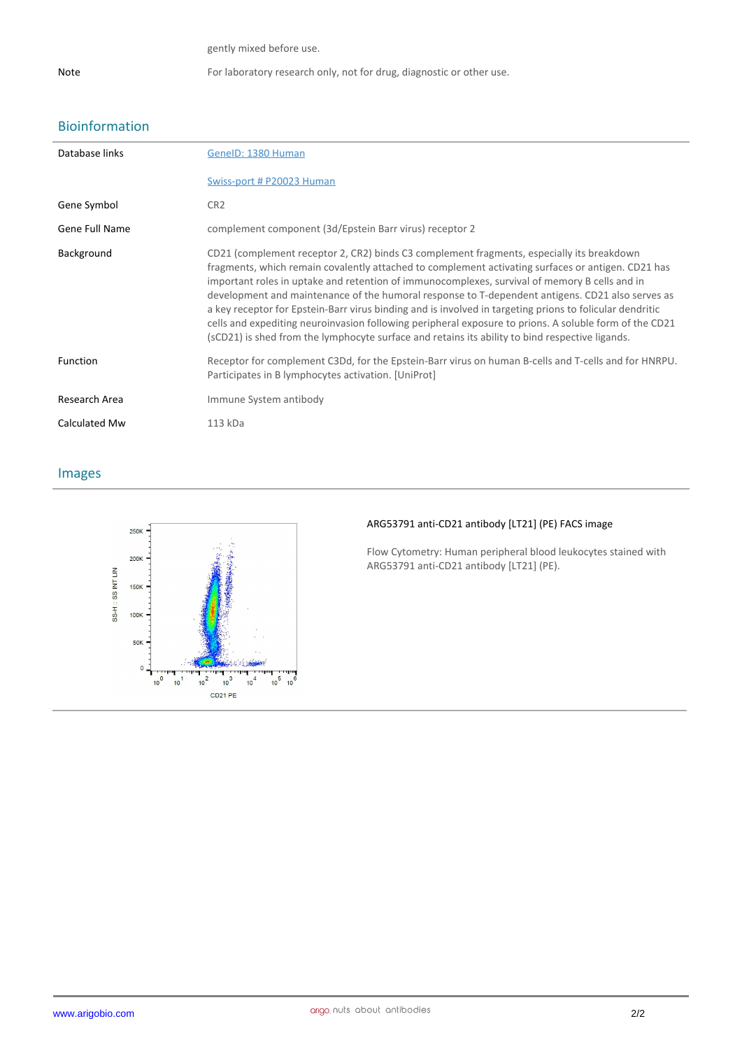gently mixed before use.

| | |
|---|---|
| Note | For laboratory research only, not for drug, diagnostic or other use. |

## Bioinformation

| | |
|---|---|
| Database links | GeneID: 1380 Human<br><br>Swiss-port # P20023 Human |
| Gene Symbol | CR2 |
| Gene Full Name | complement component (3d/Epstein Barr virus) receptor 2 |
| Background | CD21 (complement receptor 2, CR2) binds C3 complement fragments, especially its breakdown fragments, which remain covalently attached to complement activating surfaces or antigen. CD21 has important roles in uptake and retention of immunocomplexes, survival of memory B cells and in development and maintenance of the humoral response to T-dependent antigens. CD21 also serves as a key receptor for Epstein-Barr virus binding and is involved in targeting prions to folicular dendritic cells and expediting neuroinvasion following peripheral exposure to prions. A soluble form of the CD21 (sCD21) is shed from the lymphocyte surface and retains its ability to bind respective ligands. |
| Function | Receptor for complement C3Dd, for the Epstein-Barr virus on human B-cells and T-cells and for HNRPU. Participates in B lymphocytes activation. [UniProt] |
| Research Area | Immune System antibody |
| Calculated Mw | 113 kDa |

## Images

SS-H :: SS INT LIN
250K
200K
150K
100K
50K
0
$10^0$ $10^1$ $10^2$ $10^3$ $10^4$ $10^5$ $10^6$
CD21 PE

**ARG53791 anti-CD21 antibody [LT21] (PE) FACS image**

Flow Cytometry: Human peripheral blood leukocytes stained with ARG53791 anti-CD21 antibody [LT21] (PE).